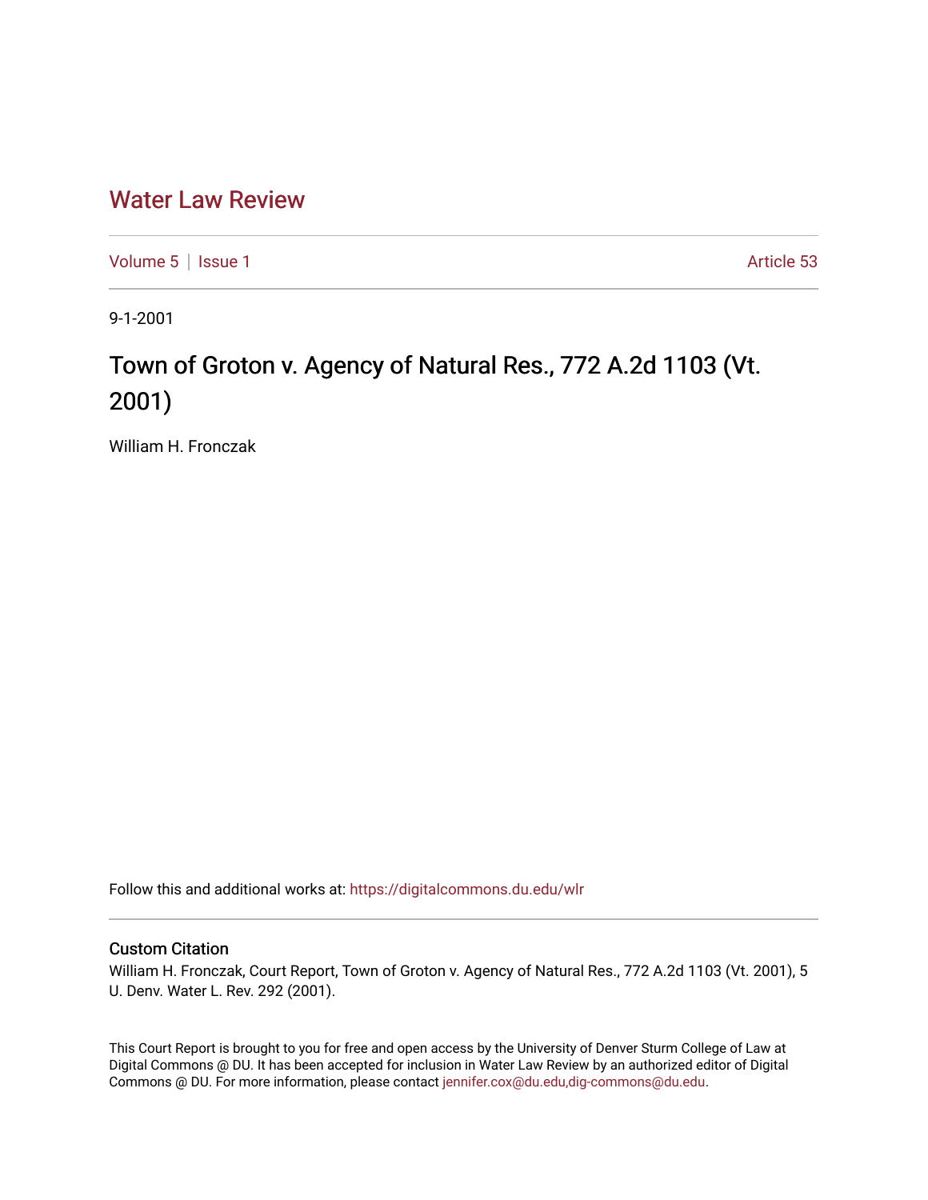# Water Law Review

Volume 5 | Issue 1 Article 53

9-1-2001

## Town of Groton v. Agency of Natural Res., 772 A.2d 1103 (Vt. 2001)

William H. Fronczak

Follow this and additional works at: https://digitalcommons.du.edu/wlr

### Custom Citation

William H. Fronczak, Court Report, Town of Groton v. Agency of Natural Res., 772 A.2d 1103 (Vt. 2001), 5 U. Denv. Water L. Rev. 292 (2001).

This Court Report is brought to you for free and open access by the University of Denver Sturm College of Law at Digital Commons @ DU. It has been accepted for inclusion in Water Law Review by an authorized editor of Digital Commons @ DU. For more information, please contact jennifer.cox@du.edu,dig-commons@du.edu.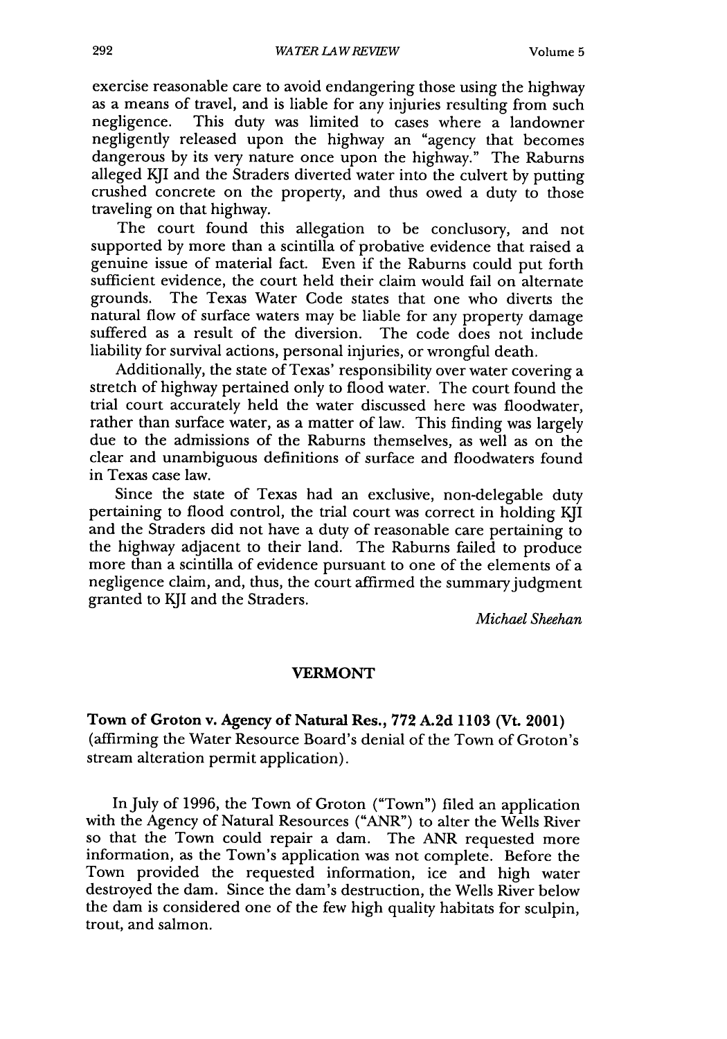exercise reasonable care to avoid endangering those using the highway as a means of travel, and is liable for any injuries resulting from such negligence. This duty was limited to cases where a landowner negligently released upon the highway an "agency that becomes dangerous by its very nature once upon the highway." The Raburns alleged KJI and the Straders diverted water into the culvert by putting crushed concrete on the property, and thus owed a duty to those traveling on that highway.

The court found this allegation to be conclusory, and not supported by more than a scintilla of probative evidence that raised a genuine issue of material fact. Even if the Raburns could put forth sufficient evidence, the court held their claim would fail on alternate grounds. The Texas Water Code states that one who diverts the natural flow of surface waters may be liable for any property damage suffered as a result of the diversion. The code does not include liability for survival actions, personal injuries, or wrongful death.

Additionally, the state of Texas' responsibility over water covering a stretch of highway pertained only to flood water. The court found the trial court accurately held the water discussed here was floodwater, rather than surface water, as a matter of law. This finding was largely due to the admissions of the Raburns themselves, as well as on the clear and unambiguous definitions of surface and floodwaters found in Texas case law.

Since the state of Texas had an exclusive, non-delegable duty pertaining to flood control, the trial court was correct in holding KJI and the Straders did not have a duty of reasonable care pertaining to the highway adjacent to their land. The Raburns failed to produce more than a scintilla of evidence pursuant to one of the elements of a negligence claim, and, thus, the court affirmed the summary judgment granted to KJI and the Straders.

*Michael Sheehan*

## VERMONT

**Town of Groton v. Agency of Natural Res., 772 A.2d 1103 (Vt. 2001)** (affirming the Water Resource Board's denial of the Town of Groton's stream alteration permit application).

In July of 1996, the Town of Groton ("Town") filed an application with the Agency of Natural Resources ("ANR") to alter the Wells River so that the Town could repair a dam. The ANR requested more information, as the Town's application was not complete. Before the Town provided the requested information, ice and high water destroyed the dam. Since the dam's destruction, the Wells River below the dam is considered one of the few high quality habitats for sculpin, trout, and salmon.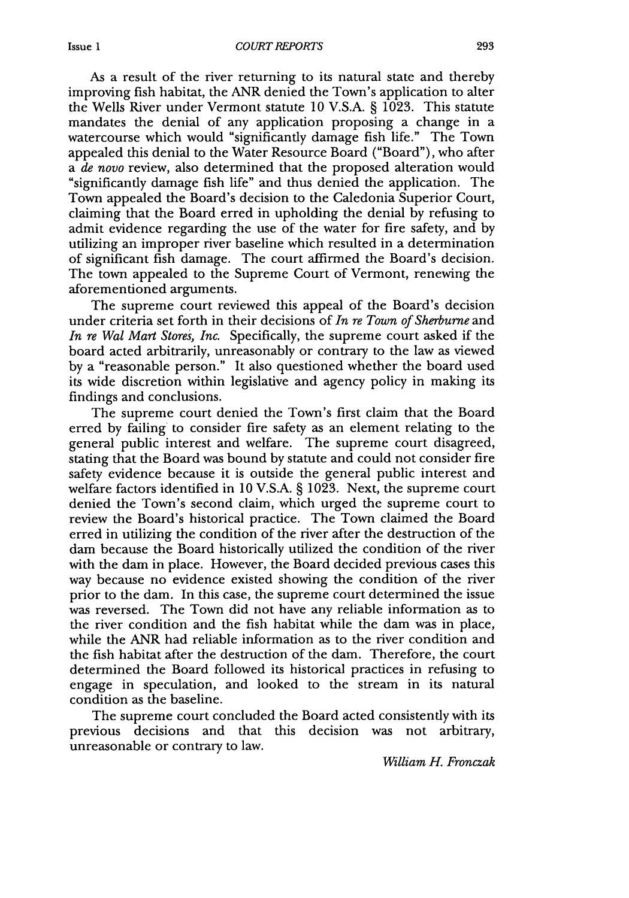As a result of the river returning to its natural state and thereby improving fish habitat, the ANR denied the Town's application to alter the Wells River under Vermont statute 10 V.S.A. § 1023. This statute mandates the denial of any application proposing a change in a watercourse which would "significantly damage fish life." The Town appealed this denial to the Water Resource Board ("Board"), who after a *de novo* review, also determined that the proposed alteration would "significantly damage fish life" and thus denied the application. The Town appealed the Board's decision to the Caledonia Superior Court, claiming that the Board erred in upholding the denial by refusing to admit evidence regarding the use of the water for fire safety, and by utilizing an improper river baseline which resulted in a determination of significant fish damage. The court affirmed the Board's decision. The town appealed to the Supreme Court of Vermont, renewing the aforementioned arguments.

The supreme court reviewed this appeal of the Board's decision under criteria set forth in their decisions of *In re Town of Sherburne* and *In re Wal Mart Stores, Inc.* Specifically, the supreme court asked if the board acted arbitrarily, unreasonably or contrary to the law as viewed by a "reasonable person." It also questioned whether the board used its wide discretion within legislative and agency policy in making its findings and conclusions.

The supreme court denied the Town's first claim that the Board erred by failing to consider fire safety as an element relating to the general public interest and welfare. The supreme court disagreed, stating that the Board was bound by statute and could not consider fire safety evidence because it is outside the general public interest and welfare factors identified in 10 V.S.A. § 1023. Next, the supreme court denied the Town's second claim, which urged the supreme court to review the Board's historical practice. The Town claimed the Board erred in utilizing the condition of the river after the destruction of the dam because the Board historically utilized the condition of the river with the dam in place. However, the Board decided previous cases this way because no evidence existed showing the condition of the river prior to the dam. In this case, the supreme court determined the issue was reversed. The Town did not have any reliable information as to the river condition and the fish habitat while the dam was in place, while the ANR had reliable information as to the river condition and the fish habitat after the destruction of the dam. Therefore, the court determined the Board followed its historical practices in refusing to engage in speculation, and looked to the stream in its natural condition as the baseline.

The supreme court concluded the Board acted consistently with its previous decisions and that this decision was not arbitrary, unreasonable or contrary to law.

*William H. Fronczak*